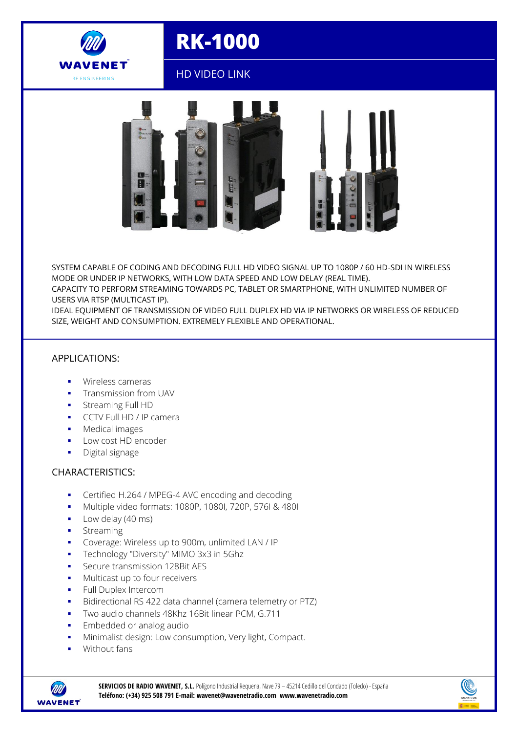WAVENET
RF ENGINEERING

# RK-1000

## HD VIDEO LINK

SYSTEM CAPABLE OF CODING AND DECODING FULL HD VIDEO SIGNAL UP TO 1080P / 60 HD-SDI IN WIRELESS MODE OR UNDER IP NETWORKS, WITH LOW DATA SPEED AND LOW DELAY (REAL TIME).
CAPACITY TO PERFORM STREAMING TOWARDS PC, TABLET OR SMARTPHONE, WITH UNLIMITED NUMBER OF USERS VIA RTSP (MULTICAST IP).
IDEAL EQUIPMENT OF TRANSMISSION OF VIDEO FULL DUPLEX HD VIA IP NETWORKS OR WIRELESS OF REDUCED SIZE, WEIGHT AND CONSUMPTION. EXTREMELY FLEXIBLE AND OPERATIONAL.

### APPLICATIONS:

- Wireless cameras
- Transmission from UAV
- Streaming Full HD
- CCTV Full HD / IP camera
- Medical images
- Low cost HD encoder
- Digital signage

### CHARACTERISTICS:

- Certified H.264 / MPEG-4 AVC encoding and decoding
- Multiple video formats: 1080P, 1080I, 720P, 576I & 480I
- Low delay (40 ms)
- Streaming
- Coverage: Wireless up to 900m, unlimited LAN / IP
- Technology "Diversity" MIMO 3x3 in 5Ghz
- Secure transmission 128Bit AES
- Multicast up to four receivers
- Full Duplex Intercom
- Bidirectional RS 422 data channel (camera telemetry or PTZ)
- Two audio channels 48Khz 16Bit linear PCM, G.711
- Embedded or analog audio
- Minimalist design: Low consumption, Very light, Compact.
- Without fans

**SERVICIOS DE RADIO WAVENET, S.L.** Polígono Industrial Requena, Nave 79 – 45214 Cedillo del Condado (Toledo) - España
**Teléfono: (+34) 925 508 791 E-mail: wavenet@wavenetradio.com www.wavenetradio.com**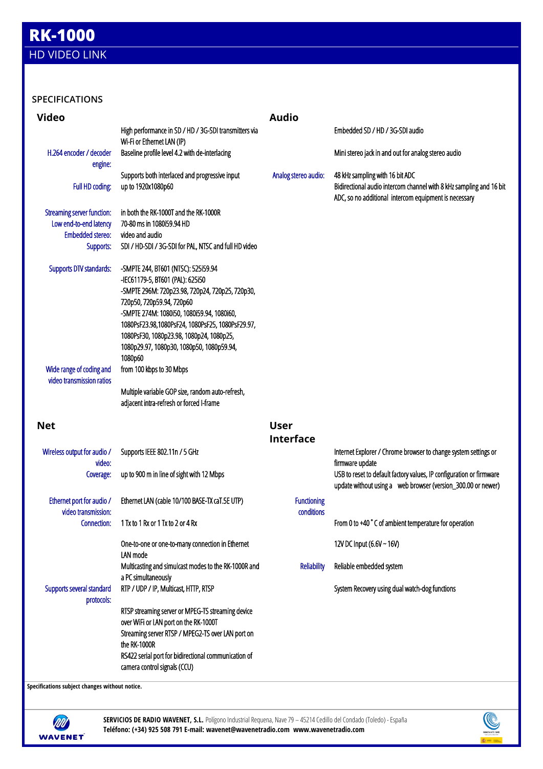# RK-1000

## HD VIDEO LINK

### SPECIFICATIONS

#### Video

| | |
|---|---|
| | High performance in SD / HD / 3G-SDI transmitters via Wi-Fi or Ethernet LAN (IP) |
| H.264 encoder / decoder engine: | Baseline profile level 4.2 with de-interlacing |
| | Supports both interlaced and progressive input |
| Full HD coding: | up to 1920x1080p60 |
| Streaming server function: | in both the RK-1000T and the RK-1000R |
| Low end-to-end latency | 70-80 ms in 1080i59.94 HD |
| Embedded stereo: | video and audio |
| Supports: | SDI / HD-SDI / 3G-SDI for PAL, NTSC and full HD video |
| Supports DTV standards: | -SMPTE 244, BT601 (NTSC): 525i59.94<br>-IEC61179-5, BT601 (PAL): 625i50<br>-SMPTE 296M: 720p23.98, 720p24, 720p25, 720p30, 720p50, 720p59.94, 720p60<br>-SMPTE 274M: 1080i50, 1080i59.94, 1080i60, 1080PsF23.98,1080PsF24, 1080PsF25, 1080PsF29.97, 1080PsF30, 1080p23.98, 1080p24, 1080p25, 1080p29.97, 1080p30, 1080p50, 1080p59.94, 1080p60 |
| Wide range of coding and video transmission ratios | from 100 kbps to 30 Mbps |
| | Multiple variable GOP size, random auto-refresh, adjacent intra-refresh or forced I-frame |

#### Audio

| | |
|---|---|
| | Embedded SD / HD / 3G-SDI audio |
| | Mini stereo jack in and out for analog stereo audio |
| Analog stereo audio: | 48 kHz sampling with 16 bit ADC<br>Bidirectional audio intercom channel with 8 kHz sampling and 16 bit ADC, so no additional intercom equipment is necessary |

#### Net

| | |
|---|---|
| Wireless output for audio / video: | Supports IEEE 802.11n / 5 GHz |
| Coverage: | up to 900 m in line of sight with 12 Mbps |
| Ethernet port for audio / video transmission: | Ethernet LAN (cable 10/100 BASE-TX caT.5E UTP) |
| Connection: | 1 Tx to 1 Rx or 1 Tx to 2 or 4 Rx |
| | One-to-one or one-to-many connection in Ethernet LAN mode |
| | Multicasting and simulcast modes to the RK-1000R and a PC simultaneously |
| Supports several standard protocols: | RTP / UDP / IP, Multicast, HTTP, RTSP |
| | RTSP streaming server or MPEG-TS streaming device over WiFi or LAN port on the RK-1000T<br>Streaming server RTSP / MPEG2-TS over LAN port on the RK-1000R<br>RS422 serial port for bidirectional communication of camera control signals (CCU) |

#### User Interface

| | |
|---|---|
| | Internet Explorer / Chrome browser to change system settings or firmware update<br>USB to reset to default factory values, IP configuration or firmware update without using a web browser (version_300.00 or newer) |
| Functioning conditions | From 0 to +40 ˚ C of ambient temperature for operation |
| | 12V DC Input (6.6V ~ 16V) |
| Reliability | Reliable embedded system |
| | System Recovery using dual watch-dog functions |

**Specifications subject changes without notice.**

**SERVICIOS DE RADIO WAVENET, S.L.** Polígono Industrial Requena, Nave 79 – 45214 Cedillo del Condado (Toledo) - España
**Teléfono: (+34) 925 508 791 E-mail: wavenet@wavenetradio.com www.wavenetradio.com**